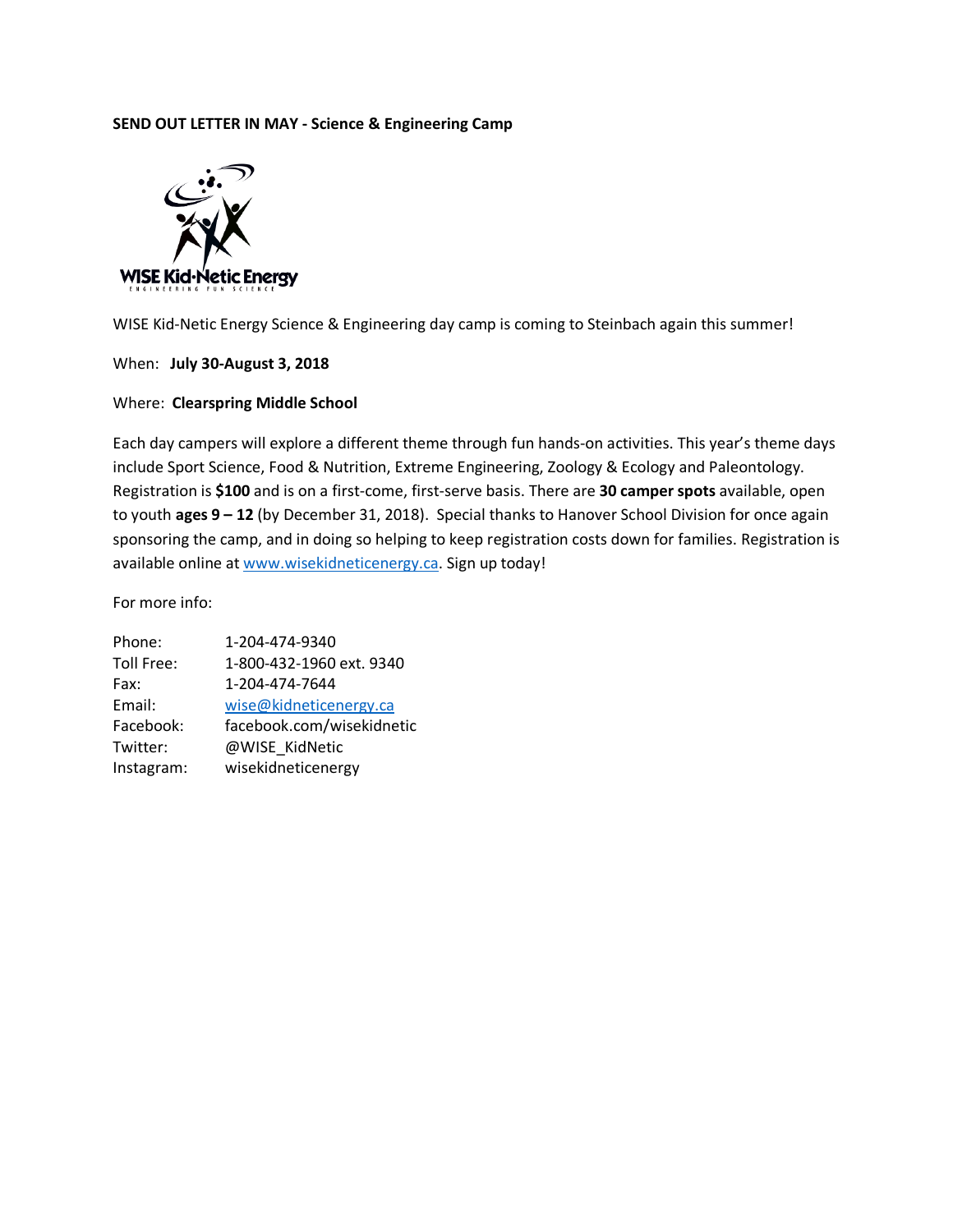**SEND OUT LETTER IN MAY - Science & Engineering Camp**

WISE Kid-Netic Energy Science & Engineering day camp is coming to Steinbach again this summer!

When: **July 30-August 3, 2018**

Where: **Clearspring Middle School**

Each day campers will explore a different theme through fun hands-on activities. This year's theme days include Sport Science, Food & Nutrition, Extreme Engineering, Zoology & Ecology and Paleontology. Registration is **$100** and is on a first-come, first-serve basis. There are **30 camper spots** available, open to youth **ages 9 – 12** (by December 31, 2018). Special thanks to Hanover School Division for once again sponsoring the camp, and in doing so helping to keep registration costs down for families. Registration is available online at [www.wisekidneticenergy.ca](http://www.wisekidneticenergy.ca). Sign up today!

For more info:

| | |
|---|---|
| Phone: | 1-204-474-9340 |
| Toll Free: | 1-800-432-1960 ext. 9340 |
| Fax: | 1-204-474-7644 |
| Email: | wise@kidneticenergy.ca |
| Facebook: | facebook.com/wisekidnetic |
| Twitter: | @WISE_KidNetic |
| Instagram: | wisekidneticenergy |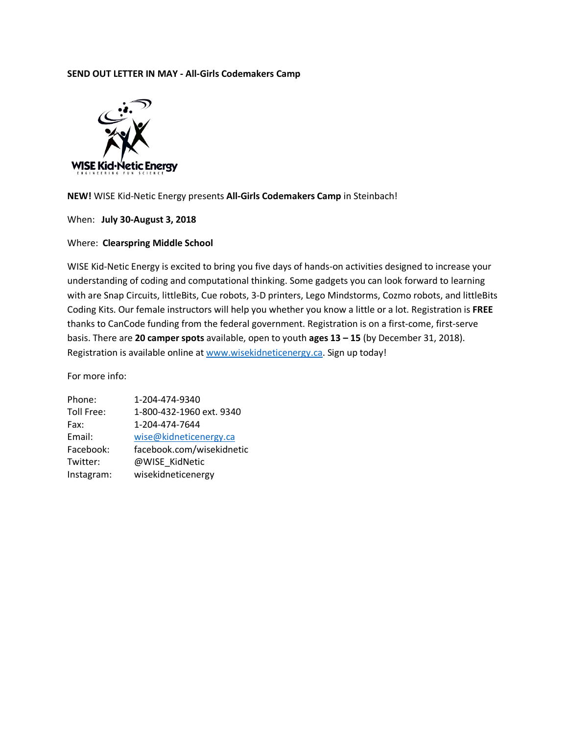**SEND OUT LETTER IN MAY - All-Girls Codemakers Camp**

**NEW!** WISE Kid-Netic Energy presents **All-Girls Codemakers Camp** in Steinbach!

When: **July 30-August 3, 2018**

Where: **Clearspring Middle School**

WISE Kid-Netic Energy is excited to bring you five days of hands-on activities designed to increase your understanding of coding and computational thinking. Some gadgets you can look forward to learning with are Snap Circuits, littleBits, Cue robots, 3-D printers, Lego Mindstorms, Cozmo robots, and littleBits Coding Kits. Our female instructors will help you whether you know a little or a lot. Registration is **FREE** thanks to CanCode funding from the federal government. Registration is on a first-come, first-serve basis. There are **20 camper spots** available, open to youth **ages 13 – 15** (by December 31, 2018). Registration is available online at [www.wisekidneticenergy.ca](http://www.wisekidneticenergy.ca). Sign up today!

For more info:

| | |
|---|---|
| Phone: | 1-204-474-9340 |
| Toll Free: | 1-800-432-1960 ext. 9340 |
| Fax: | 1-204-474-7644 |
| Email: | wise@kidneticenergy.ca |
| Facebook: | facebook.com/wisekidnetic |
| Twitter: | @WISE_KidNetic |
| Instagram: | wisekidneticenergy |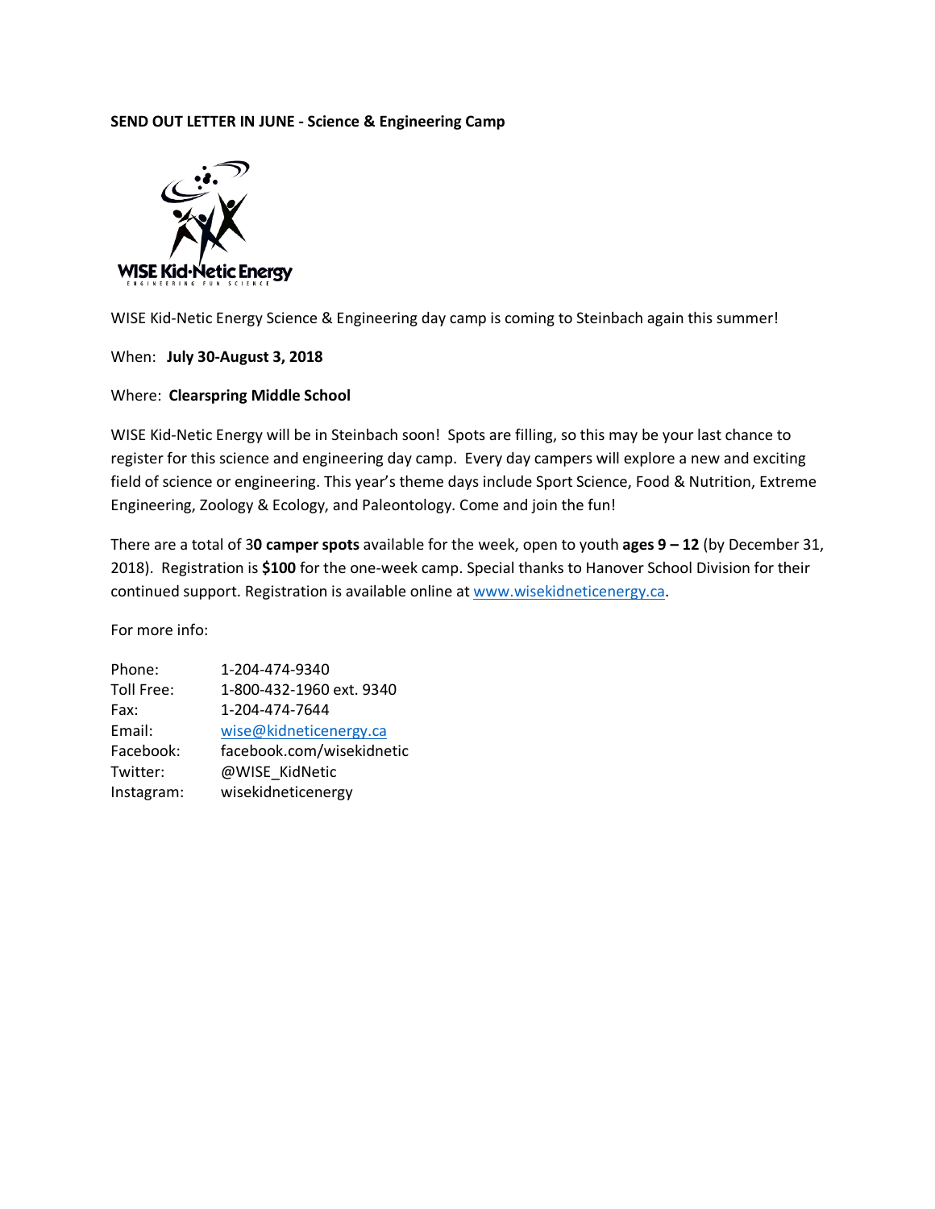**SEND OUT LETTER IN JUNE - Science & Engineering Camp**

WISE Kid-Netic Energy Science & Engineering day camp is coming to Steinbach again this summer!

When: **July 30-August 3, 2018**

Where: **Clearspring Middle School**

WISE Kid-Netic Energy will be in Steinbach soon! Spots are filling, so this may be your last chance to register for this science and engineering day camp. Every day campers will explore a new and exciting field of science or engineering. This year's theme days include Sport Science, Food & Nutrition, Extreme Engineering, Zoology & Ecology, and Paleontology. Come and join the fun!

There are a total of 3**0 camper spots** available for the week, open to youth **ages 9 – 12** (by December 31, 2018). Registration is **$100** for the one-week camp. Special thanks to Hanover School Division for their continued support. Registration is available online at [www.wisekidneticenergy.ca](http://www.wisekidneticenergy.ca).

For more info:

| | |
|---|---|
| Phone: | 1-204-474-9340 |
| Toll Free: | 1-800-432-1960 ext. 9340 |
| Fax: | 1-204-474-7644 |
| Email: | wise@kidneticenergy.ca |
| Facebook: | facebook.com/wisekidnetic |
| Twitter: | @WISE_KidNetic |
| Instagram: | wisekidneticenergy |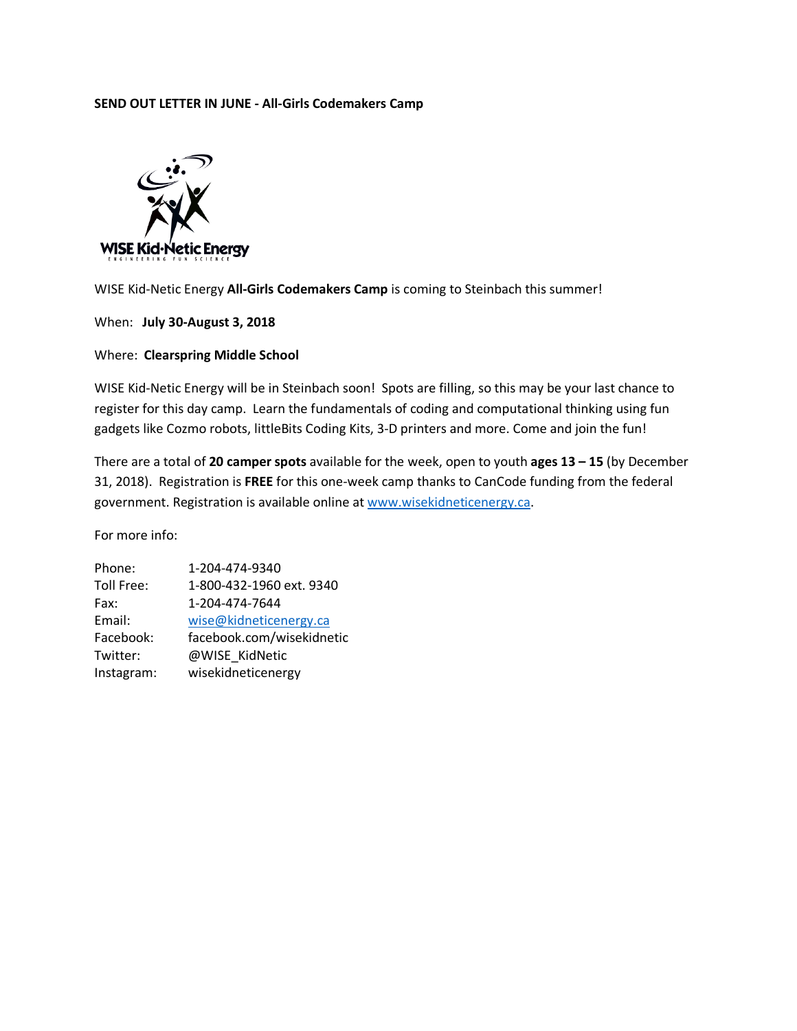**SEND OUT LETTER IN JUNE - All-Girls Codemakers Camp**

WISE Kid-Netic Energy **All-Girls Codemakers Camp** is coming to Steinbach this summer!

When: **July 30-August 3, 2018**

Where: **Clearspring Middle School**

WISE Kid-Netic Energy will be in Steinbach soon! Spots are filling, so this may be your last chance to register for this day camp. Learn the fundamentals of coding and computational thinking using fun gadgets like Cozmo robots, littleBits Coding Kits, 3-D printers and more. Come and join the fun!

There are a total of **20 camper spots** available for the week, open to youth **ages 13 – 15** (by December 31, 2018). Registration is **FREE** for this one-week camp thanks to CanCode funding from the federal government. Registration is available online at [www.wisekidneticenergy.ca](http://www.wisekidneticenergy.ca).

For more info:

| | |
|---|---|
| Phone: | 1-204-474-9340 |
| Toll Free: | 1-800-432-1960 ext. 9340 |
| Fax: | 1-204-474-7644 |
| Email: | [wise@kidneticenergy.ca](mailto:wise@kidneticenergy.ca) |
| Facebook: | facebook.com/wisekidnetic |
| Twitter: | @WISE_KidNetic |
| Instagram: | wisekidneticenergy |